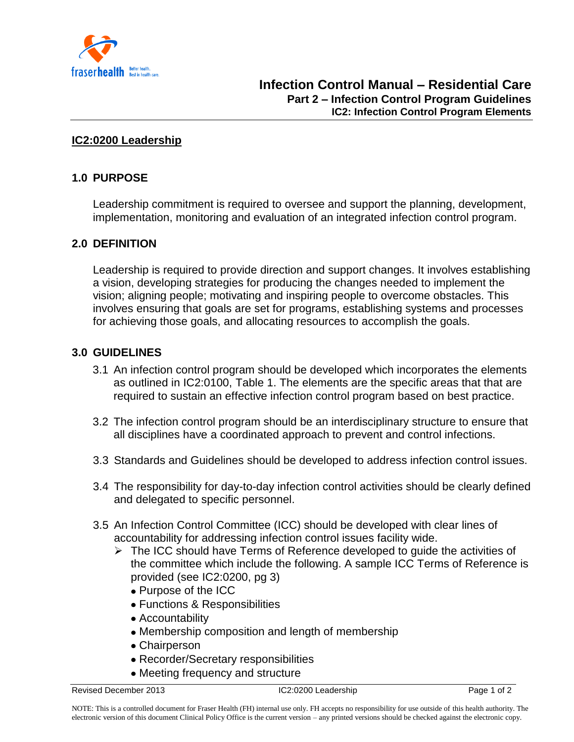# Infection Control Manual – Residential Care

## Part 2 – Infection Control Program Guidelines

### IC2: Infection Control Program Elements

## IC2:0200 Leadership

### 1.0 PURPOSE

Leadership commitment is required to oversee and support the planning, development, implementation, monitoring and evaluation of an integrated infection control program.

### 2.0 DEFINITION

Leadership is required to provide direction and support changes. It involves establishing a vision, developing strategies for producing the changes needed to implement the vision; aligning people; motivating and inspiring people to overcome obstacles. This involves ensuring that goals are set for programs, establishing systems and processes for achieving those goals, and allocating resources to accomplish the goals.

### 3.0 GUIDELINES

3.1 An infection control program should be developed which incorporates the elements as outlined in IC2:0100, Table 1. The elements are the specific areas that that are required to sustain an effective infection control program based on best practice.

3.2 The infection control program should be an interdisciplinary structure to ensure that all disciplines have a coordinated approach to prevent and control infections.

3.3 Standards and Guidelines should be developed to address infection control issues.

3.4 The responsibility for day-to-day infection control activities should be clearly defined and delegated to specific personnel.

3.5 An Infection Control Committee (ICC) should be developed with clear lines of accountability for addressing infection control issues facility wide.

- The ICC should have Terms of Reference developed to guide the activities of the committee which include the following. A sample ICC Terms of Reference is provided (see IC2:0200, pg 3)
  - Purpose of the ICC
  - Functions & Responsibilities
  - Accountability
  - Membership composition and length of membership
  - Chairperson
  - Recorder/Secretary responsibilities
  - Meeting frequency and structure

Revised December 2013 — IC2:0200 Leadership

NOTE: This is a controlled document for Fraser Health (FH) internal use only. FH accepts no responsibility for use outside of this health authority. The electronic version of this document Clinical Policy Office is the current version – any printed versions should be checked against the electronic copy.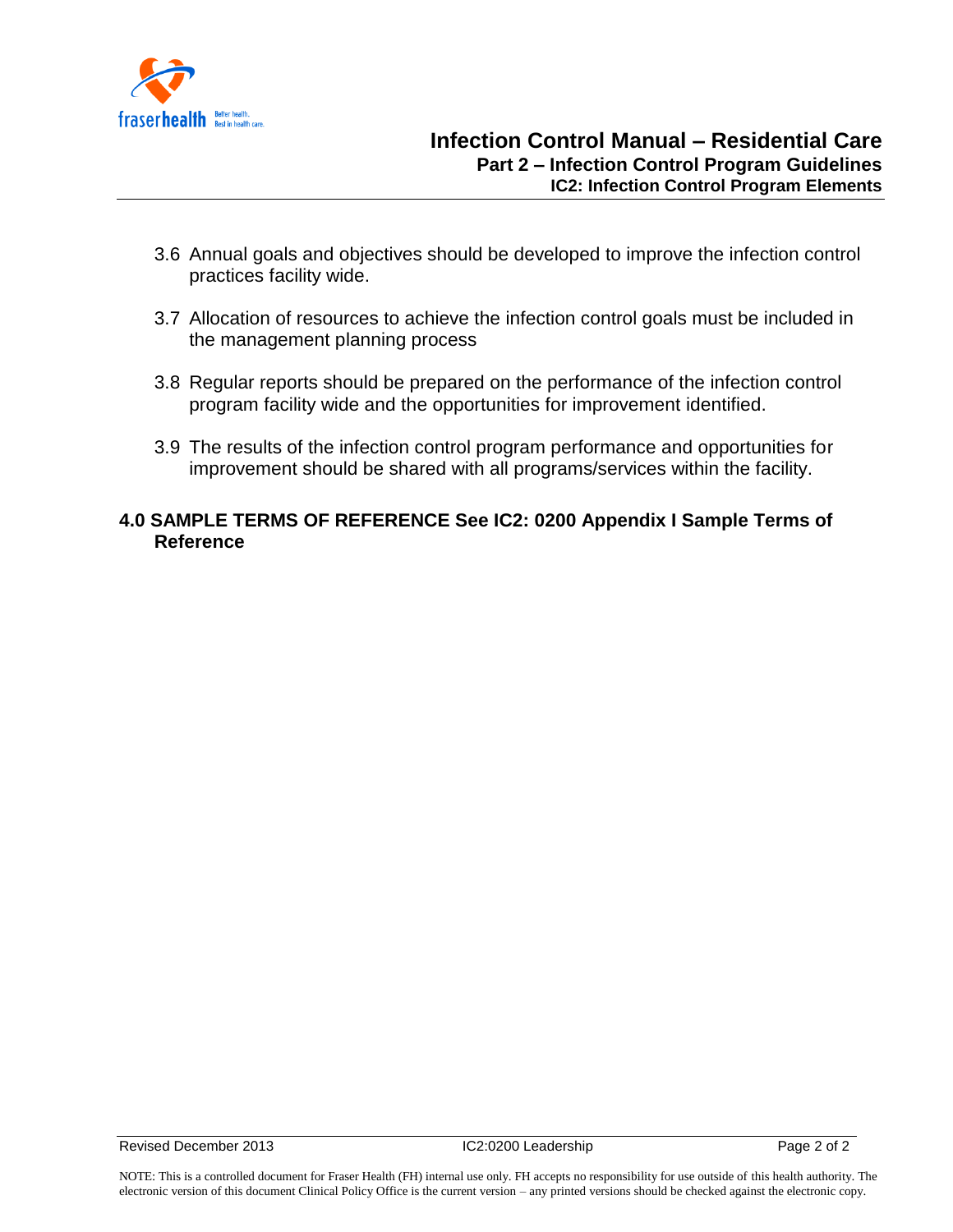3.6 Annual goals and objectives should be developed to improve the infection control practices facility wide.

3.7 Allocation of resources to achieve the infection control goals must be included in the management planning process

3.8 Regular reports should be prepared on the performance of the infection control program facility wide and the opportunities for improvement identified.

3.9 The results of the infection control program performance and opportunities for improvement should be shared with all programs/services within the facility.

## 4.0 SAMPLE TERMS OF REFERENCE See IC2: 0200 Appendix I Sample Terms of Reference